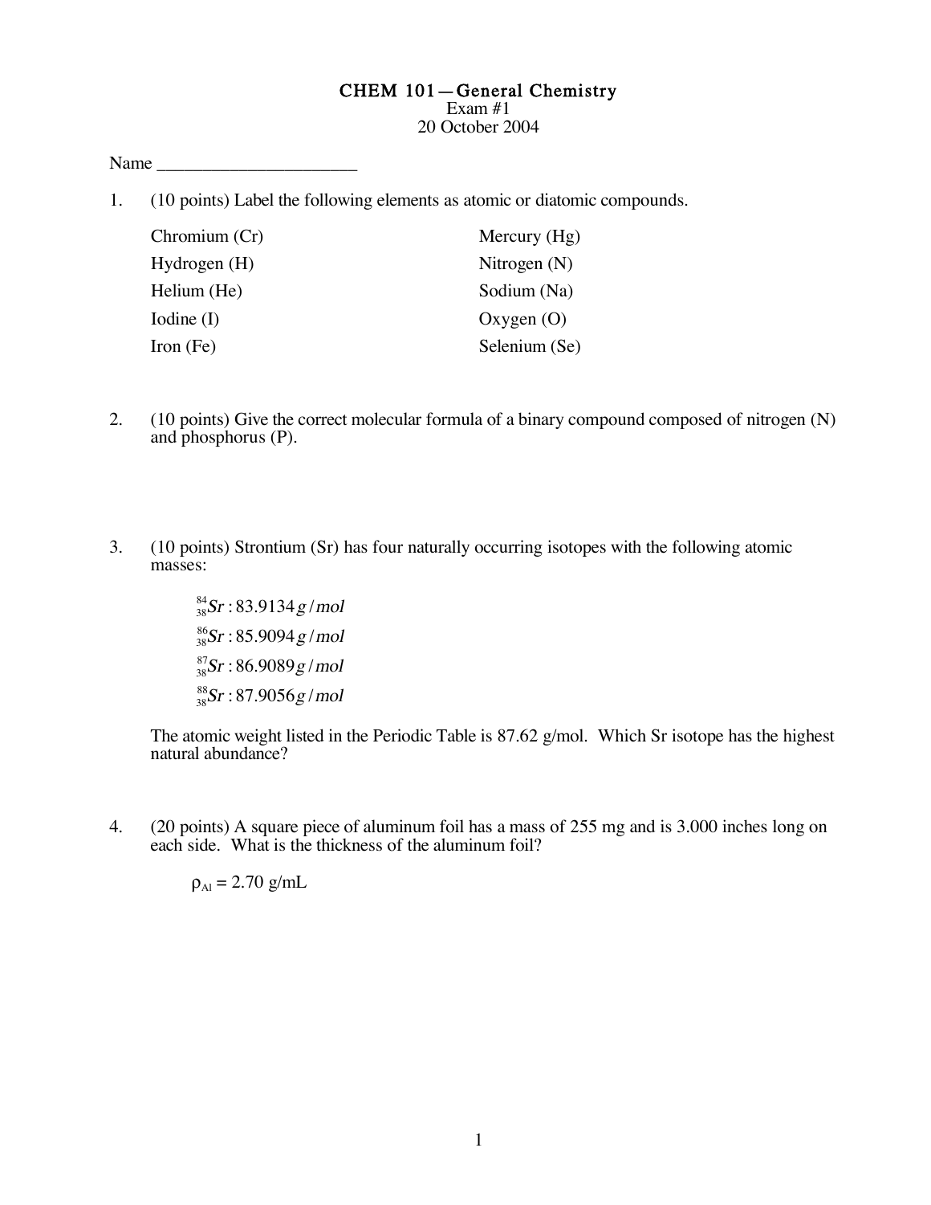# CHEM 101—General Chemistry

Exam #1

20 October 2004

Name ______________________

1. (10 points) Label the following elements as atomic or diatomic compounds.

| | |
|---|---|
| Chromium (Cr) | Mercury (Hg) |
| Hydrogen (H) | Nitrogen (N) |
| Helium (He) | Sodium (Na) |
| Iodine (I) | Oxygen (O) |
| Iron (Fe) | Selenium (Se) |

2. (10 points) Give the correct molecular formula of a binary compound composed of nitrogen (N) and phosphorus (P).

3. (10 points) Strontium (Sr) has four naturally occurring isotopes with the following atomic masses:

   $^{84}_{38}Sr : 83.9134\, g/mol$

   $^{86}_{38}Sr : 85.9094\, g/mol$

   $^{87}_{38}Sr : 86.9089\, g/mol$

   $^{88}_{38}Sr : 87.9056\, g/mol$

   The atomic weight listed in the Periodic Table is 87.62 g/mol. Which Sr isotope has the highest natural abundance?

4. (20 points) A square piece of aluminum foil has a mass of 255 mg and is 3.000 inches long on each side. What is the thickness of the aluminum foil?

   $\rho_{Al} = 2.70$ g/mL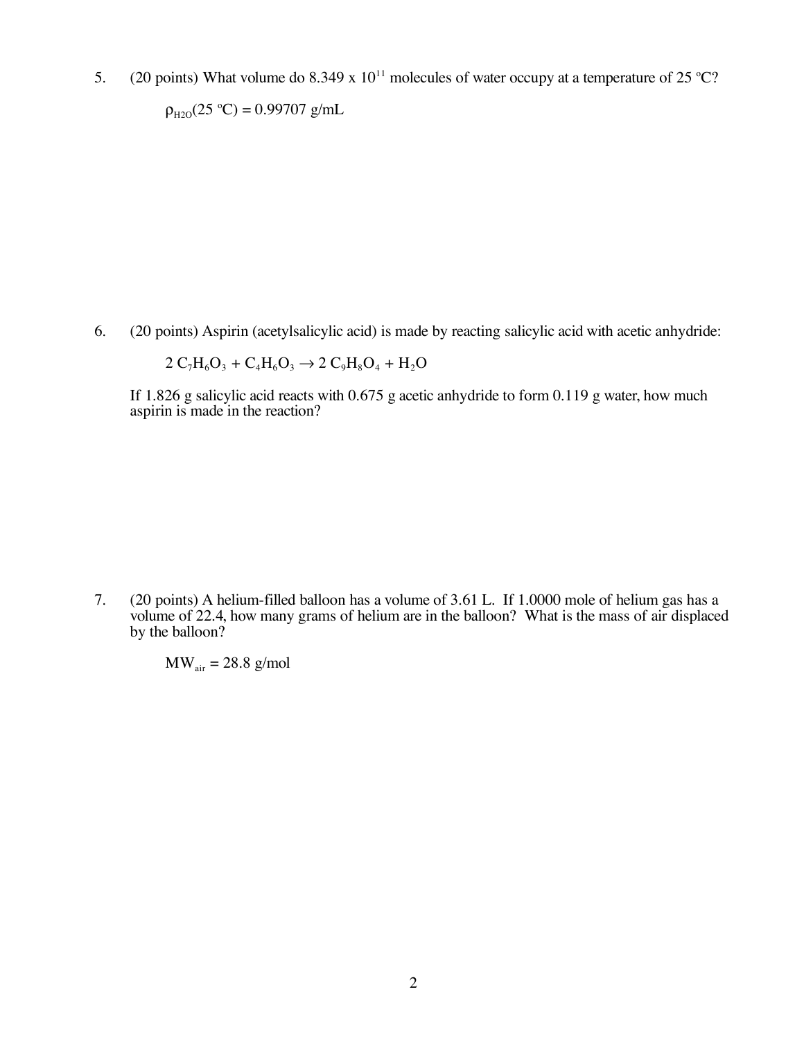5. (20 points) What volume do $8.349 \times 10^{11}$ molecules of water occupy at a temperature of 25 ºC?

   $\rho_{H2O}(25\ ºC) = 0.99707$ g/mL

6. (20 points) Aspirin (acetylsalicylic acid) is made by reacting salicylic acid with acetic anhydride:

   $$2\ C_7H_6O_3 + C_4H_6O_3 \rightarrow 2\ C_9H_8O_4 + H_2O$$

   If 1.826 g salicylic acid reacts with 0.675 g acetic anhydride to form 0.119 g water, how much aspirin is made in the reaction?

7. (20 points) A helium-filled balloon has a volume of 3.61 L. If 1.0000 mole of helium gas has a volume of 22.4, how many grams of helium are in the balloon? What is the mass of air displaced by the balloon?

   $MW_{air} = 28.8$ g/mol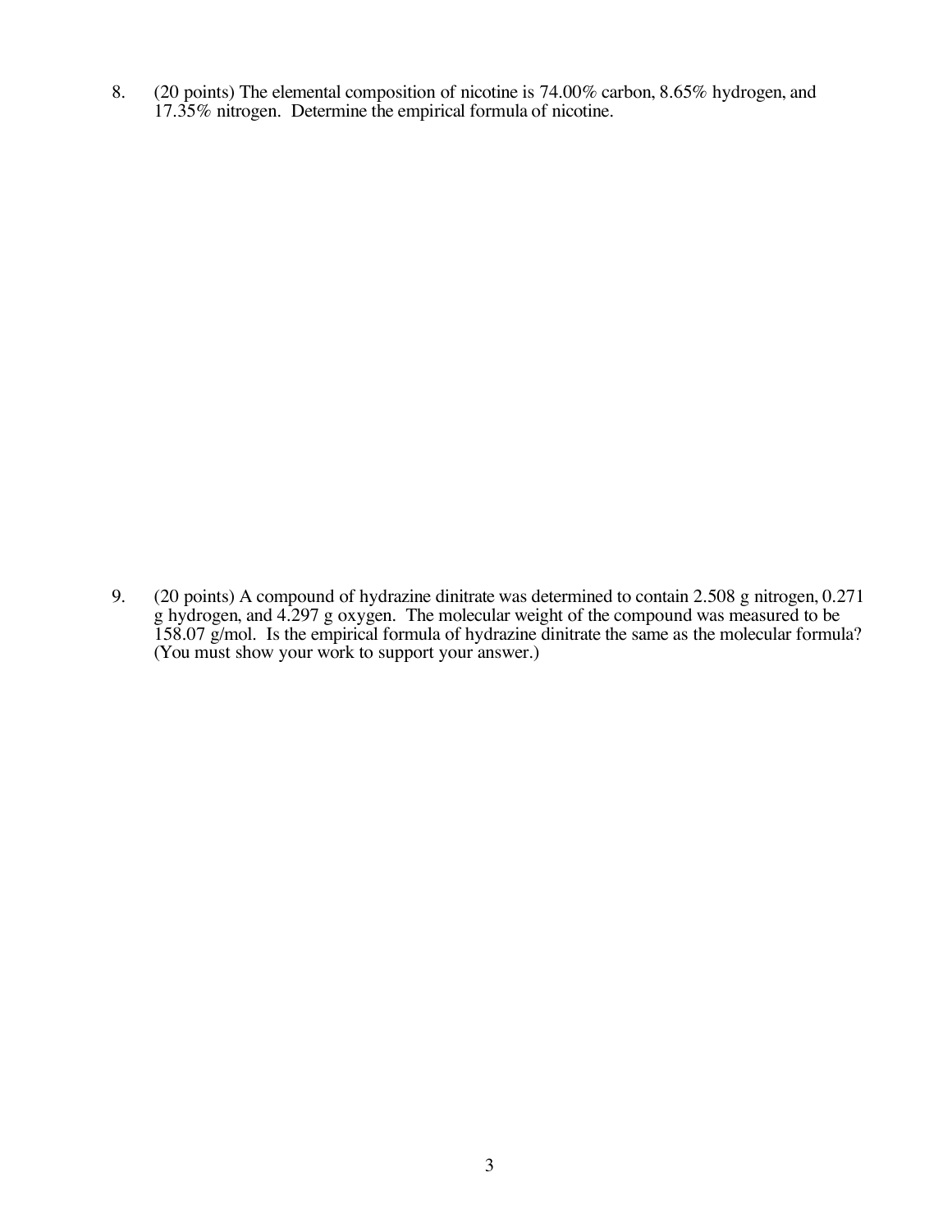8. (20 points) The elemental composition of nicotine is 74.00% carbon, 8.65% hydrogen, and 17.35% nitrogen. Determine the empirical formula of nicotine.

9. (20 points) A compound of hydrazine dinitrate was determined to contain 2.508 g nitrogen, 0.271 g hydrogen, and 4.297 g oxygen. The molecular weight of the compound was measured to be 158.07 g/mol. Is the empirical formula of hydrazine dinitrate the same as the molecular formula? (You must show your work to support your answer.)